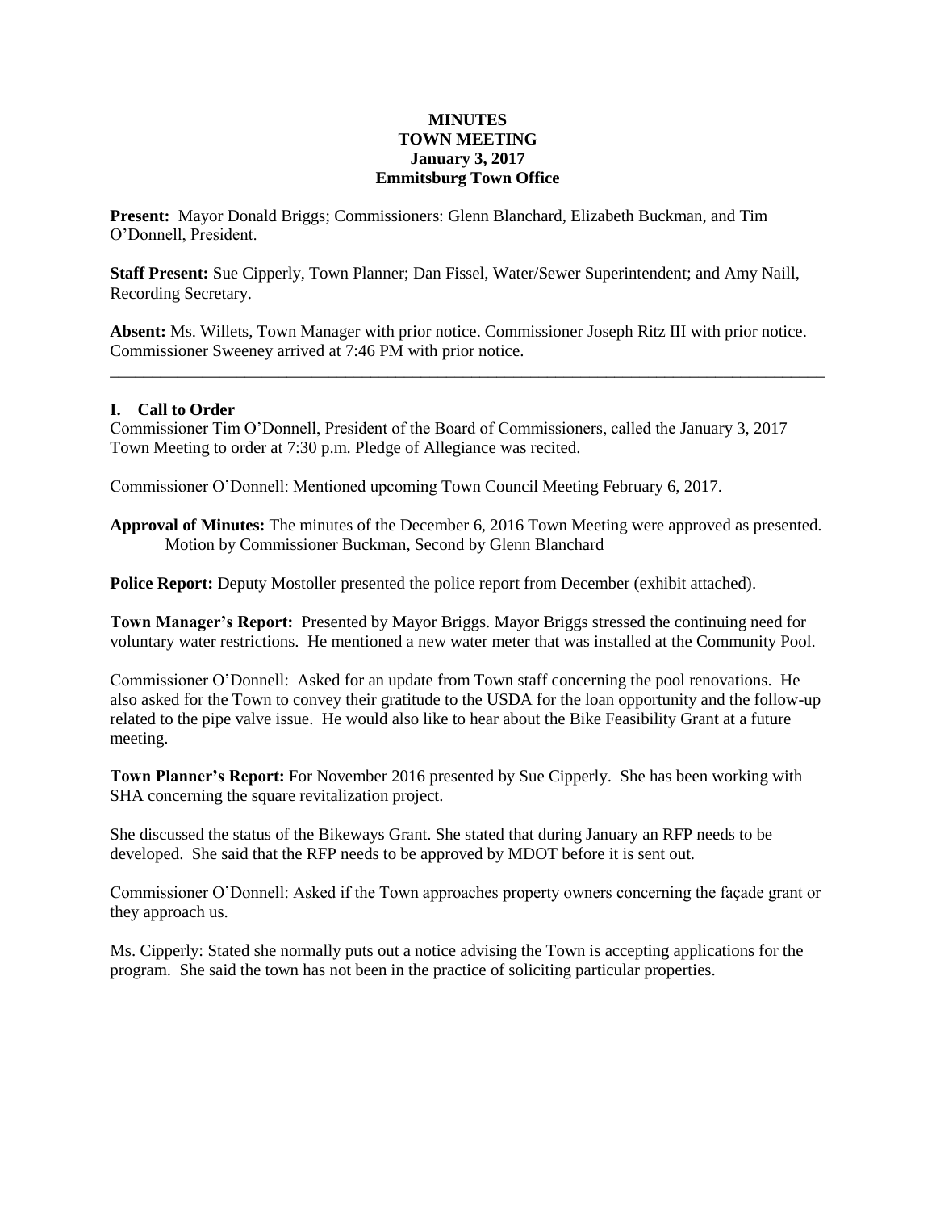**MINUTES**
**TOWN MEETING**
**January 3, 2017**
**Emmitsburg Town Office**

**Present:** Mayor Donald Briggs; Commissioners: Glenn Blanchard, Elizabeth Buckman, and Tim O'Donnell, President.

**Staff Present:** Sue Cipperly, Town Planner; Dan Fissel, Water/Sewer Superintendent; and Amy Naill, Recording Secretary.

**Absent:** Ms. Willets, Town Manager with prior notice. Commissioner Joseph Ritz III with prior notice. Commissioner Sweeney arrived at 7:46 PM with prior notice.

---

## I. Call to Order

Commissioner Tim O'Donnell, President of the Board of Commissioners, called the January 3, 2017 Town Meeting to order at 7:30 p.m. Pledge of Allegiance was recited.

Commissioner O'Donnell: Mentioned upcoming Town Council Meeting February 6, 2017.

**Approval of Minutes:** The minutes of the December 6, 2016 Town Meeting were approved as presented. Motion by Commissioner Buckman, Second by Glenn Blanchard

**Police Report:** Deputy Mostoller presented the police report from December (exhibit attached).

**Town Manager's Report:** Presented by Mayor Briggs. Mayor Briggs stressed the continuing need for voluntary water restrictions. He mentioned a new water meter that was installed at the Community Pool.

Commissioner O'Donnell: Asked for an update from Town staff concerning the pool renovations. He also asked for the Town to convey their gratitude to the USDA for the loan opportunity and the follow-up related to the pipe valve issue. He would also like to hear about the Bike Feasibility Grant at a future meeting.

**Town Planner's Report:** For November 2016 presented by Sue Cipperly. She has been working with SHA concerning the square revitalization project.

She discussed the status of the Bikeways Grant. She stated that during January an RFP needs to be developed. She said that the RFP needs to be approved by MDOT before it is sent out.

Commissioner O'Donnell: Asked if the Town approaches property owners concerning the façade grant or they approach us.

Ms. Cipperly: Stated she normally puts out a notice advising the Town is accepting applications for the program. She said the town has not been in the practice of soliciting particular properties.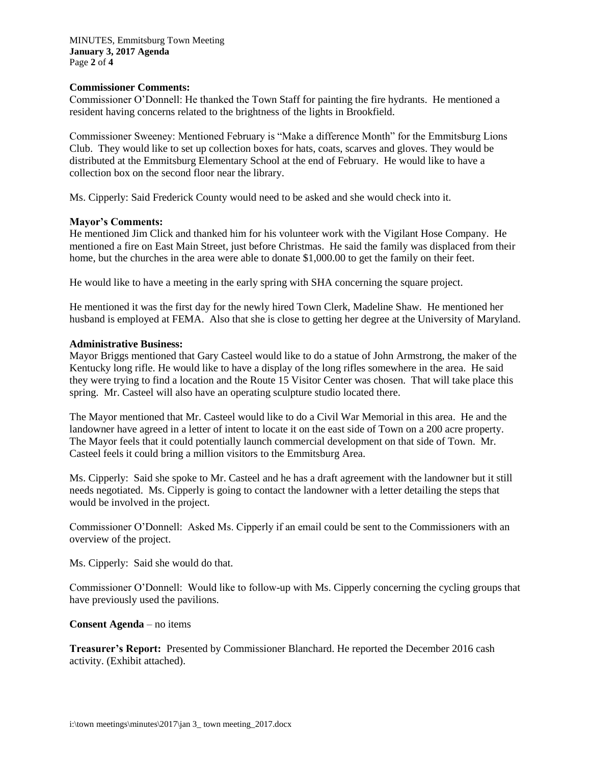**Commissioner Comments:**
Commissioner O'Donnell: He thanked the Town Staff for painting the fire hydrants. He mentioned a resident having concerns related to the brightness of the lights in Brookfield.

Commissioner Sweeney: Mentioned February is "Make a difference Month" for the Emmitsburg Lions Club. They would like to set up collection boxes for hats, coats, scarves and gloves. They would be distributed at the Emmitsburg Elementary School at the end of February. He would like to have a collection box on the second floor near the library.

Ms. Cipperly: Said Frederick County would need to be asked and she would check into it.

**Mayor's Comments:**
He mentioned Jim Click and thanked him for his volunteer work with the Vigilant Hose Company. He mentioned a fire on East Main Street, just before Christmas. He said the family was displaced from their home, but the churches in the area were able to donate $1,000.00 to get the family on their feet.

He would like to have a meeting in the early spring with SHA concerning the square project.

He mentioned it was the first day for the newly hired Town Clerk, Madeline Shaw. He mentioned her husband is employed at FEMA. Also that she is close to getting her degree at the University of Maryland.

**Administrative Business:**
Mayor Briggs mentioned that Gary Casteel would like to do a statue of John Armstrong, the maker of the Kentucky long rifle. He would like to have a display of the long rifles somewhere in the area. He said they were trying to find a location and the Route 15 Visitor Center was chosen. That will take place this spring. Mr. Casteel will also have an operating sculpture studio located there.

The Mayor mentioned that Mr. Casteel would like to do a Civil War Memorial in this area. He and the landowner have agreed in a letter of intent to locate it on the east side of Town on a 200 acre property. The Mayor feels that it could potentially launch commercial development on that side of Town. Mr. Casteel feels it could bring a million visitors to the Emmitsburg Area.

Ms. Cipperly: Said she spoke to Mr. Casteel and he has a draft agreement with the landowner but it still needs negotiated. Ms. Cipperly is going to contact the landowner with a letter detailing the steps that would be involved in the project.

Commissioner O'Donnell: Asked Ms. Cipperly if an email could be sent to the Commissioners with an overview of the project.

Ms. Cipperly: Said she would do that.

Commissioner O'Donnell: Would like to follow-up with Ms. Cipperly concerning the cycling groups that have previously used the pavilions.

**Consent Agenda** – no items

**Treasurer's Report:** Presented by Commissioner Blanchard. He reported the December 2016 cash activity. (Exhibit attached).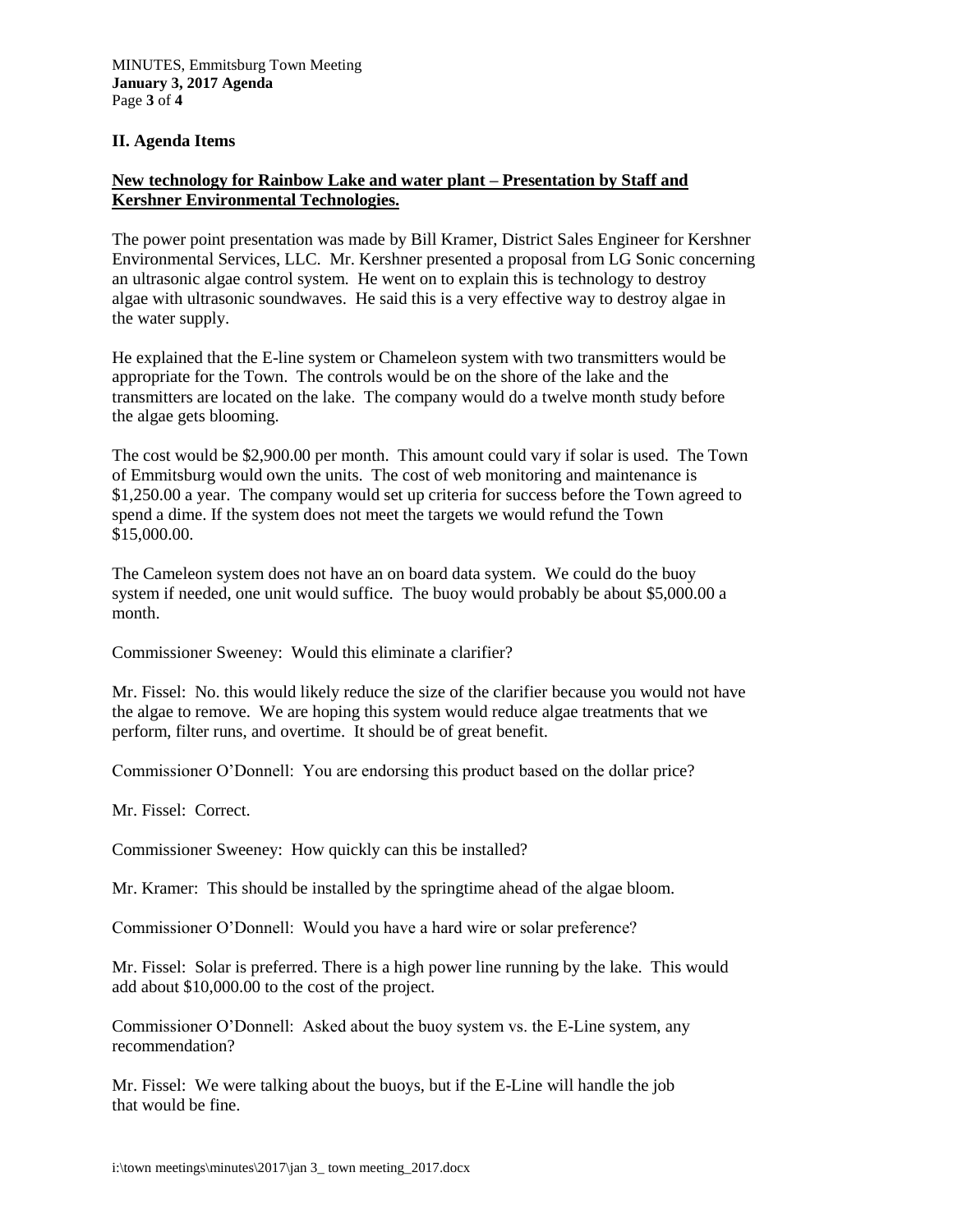## II. Agenda Items

**New technology for Rainbow Lake and water plant – Presentation by Staff and Kershner Environmental Technologies.**

The power point presentation was made by Bill Kramer, District Sales Engineer for Kershner Environmental Services, LLC. Mr. Kershner presented a proposal from LG Sonic concerning an ultrasonic algae control system. He went on to explain this is technology to destroy algae with ultrasonic soundwaves. He said this is a very effective way to destroy algae in the water supply.

He explained that the E-line system or Chameleon system with two transmitters would be appropriate for the Town. The controls would be on the shore of the lake and the transmitters are located on the lake. The company would do a twelve month study before the algae gets blooming.

The cost would be $2,900.00 per month. This amount could vary if solar is used. The Town of Emmitsburg would own the units. The cost of web monitoring and maintenance is $1,250.00 a year. The company would set up criteria for success before the Town agreed to spend a dime. If the system does not meet the targets we would refund the Town $15,000.00.

The Cameleon system does not have an on board data system. We could do the buoy system if needed, one unit would suffice. The buoy would probably be about $5,000.00 a month.

Commissioner Sweeney: Would this eliminate a clarifier?

Mr. Fissel: No. this would likely reduce the size of the clarifier because you would not have the algae to remove. We are hoping this system would reduce algae treatments that we perform, filter runs, and overtime. It should be of great benefit.

Commissioner O'Donnell: You are endorsing this product based on the dollar price?

Mr. Fissel: Correct.

Commissioner Sweeney: How quickly can this be installed?

Mr. Kramer: This should be installed by the springtime ahead of the algae bloom.

Commissioner O'Donnell: Would you have a hard wire or solar preference?

Mr. Fissel: Solar is preferred. There is a high power line running by the lake. This would add about $10,000.00 to the cost of the project.

Commissioner O'Donnell: Asked about the buoy system vs. the E-Line system, any recommendation?

Mr. Fissel: We were talking about the buoys, but if the E-Line will handle the job that would be fine.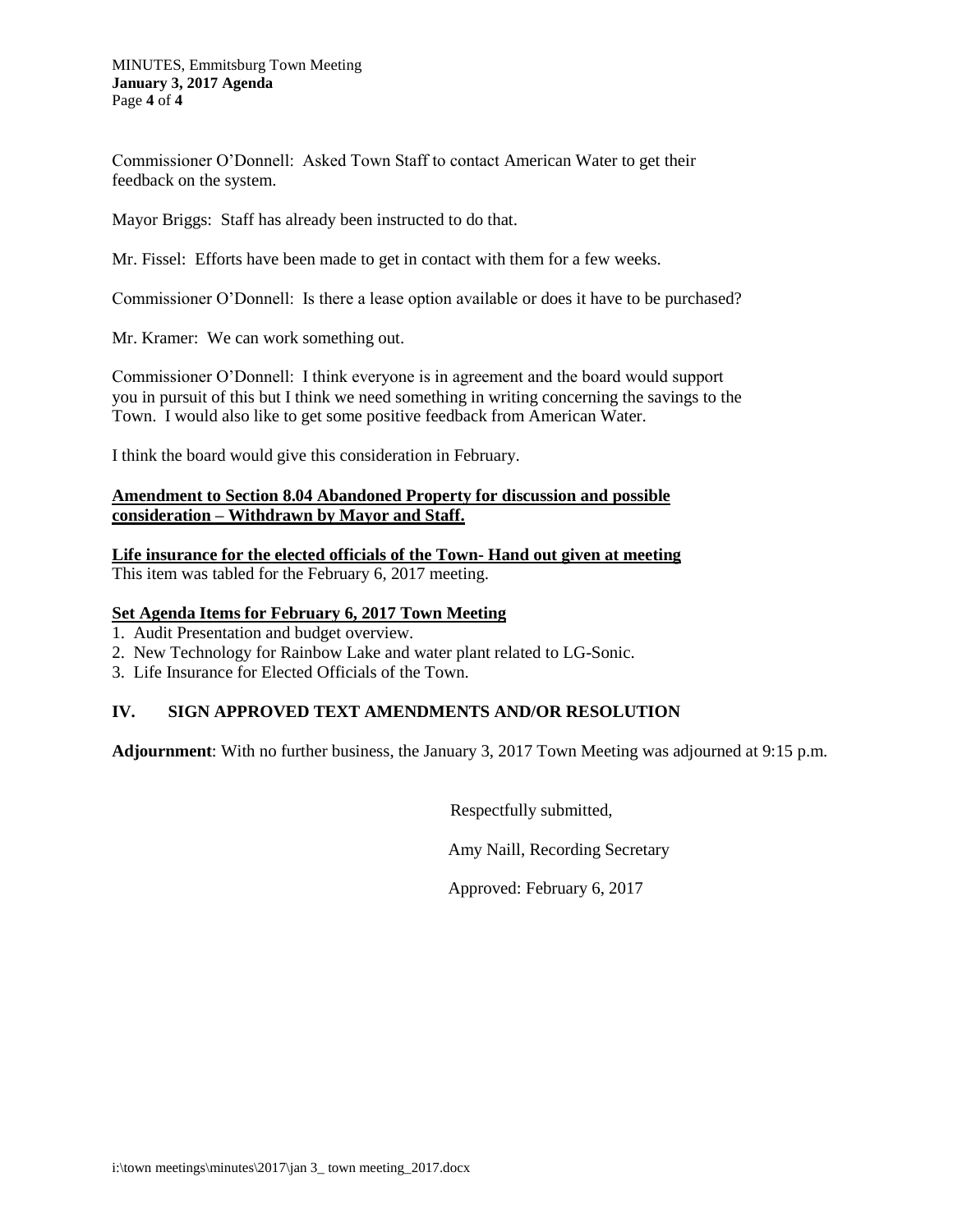Commissioner O'Donnell: Asked Town Staff to contact American Water to get their feedback on the system.

Mayor Briggs: Staff has already been instructed to do that.

Mr. Fissel: Efforts have been made to get in contact with them for a few weeks.

Commissioner O'Donnell: Is there a lease option available or does it have to be purchased?

Mr. Kramer: We can work something out.

Commissioner O'Donnell: I think everyone is in agreement and the board would support you in pursuit of this but I think we need something in writing concerning the savings to the Town. I would also like to get some positive feedback from American Water.

I think the board would give this consideration in February.

**Amendment to Section 8.04 Abandoned Property for discussion and possible consideration – Withdrawn by Mayor and Staff.**

**Life insurance for the elected officials of the Town- Hand out given at meeting**
This item was tabled for the February 6, 2017 meeting.

**Set Agenda Items for February 6, 2017 Town Meeting**

1. Audit Presentation and budget overview.
2. New Technology for Rainbow Lake and water plant related to LG-Sonic.
3. Life Insurance for Elected Officials of the Town.

## IV. SIGN APPROVED TEXT AMENDMENTS AND/OR RESOLUTION

**Adjournment**: With no further business, the January 3, 2017 Town Meeting was adjourned at 9:15 p.m.

Respectfully submitted,

Amy Naill, Recording Secretary

Approved: February 6, 2017

i:\town meetings\minutes\2017\jan 3_ town meeting_2017.docx